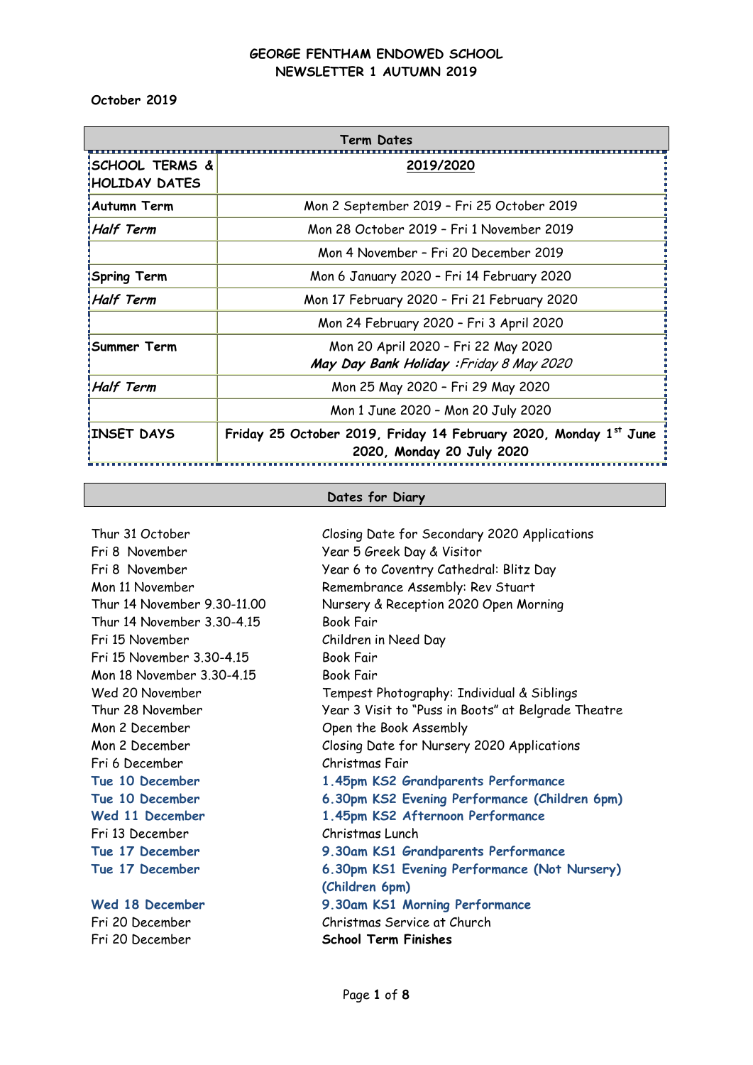# GEORGE FENTHAM ENDOWED SCHOOL
## NEWSLETTER 1 AUTUMN 2019

**October 2019**

| Term Dates | |
|---|---|
| **SCHOOL TERMS & HOLIDAY DATES** | **2019/2020** |
| **Autumn Term** | Mon 2 September 2019 – Fri 25 October 2019 |
| ***Half Term*** | Mon 28 October 2019 – Fri 1 November 2019 |
| | Mon 4 November – Fri 20 December 2019 |
| **Spring Term** | Mon 6 January 2020 – Fri 14 February 2020 |
| ***Half Term*** | Mon 17 February 2020 – Fri 21 February 2020 |
| | Mon 24 February 2020 – Fri 3 April 2020 |
| **Summer Term** | Mon 20 April 2020 – Fri 22 May 2020 ***May Day Bank Holiday*** *:Friday 8 May 2020* |
| ***Half Term*** | Mon 25 May 2020 – Fri 29 May 2020 |
| | Mon 1 June 2020 – Mon 20 July 2020 |
| **INSET DAYS** | **Friday 25 October 2019, Friday 14 February 2020, Monday 1st June 2020, Monday 20 July 2020** |

## Dates for Diary

| | |
|---|---|
| Thur 31 October | Closing Date for Secondary 2020 Applications |
| Fri 8 November | Year 5 Greek Day & Visitor |
| Fri 8 November | Year 6 to Coventry Cathedral: Blitz Day |
| Mon 11 November | Remembrance Assembly: Rev Stuart |
| Thur 14 November 9.30-11.00 | Nursery & Reception 2020 Open Morning |
| Thur 14 November 3.30-4.15 | Book Fair |
| Fri 15 November | Children in Need Day |
| Fri 15 November 3.30-4.15 | Book Fair |
| Mon 18 November 3.30-4.15 | Book Fair |
| Wed 20 November | Tempest Photography: Individual & Siblings |
| Thur 28 November | Year 3 Visit to "Puss in Boots" at Belgrade Theatre |
| Mon 2 December | Open the Book Assembly |
| Mon 2 December | Closing Date for Nursery 2020 Applications |
| Fri 6 December | Christmas Fair |
| **Tue 10 December** | **1.45pm KS2 Grandparents Performance** |
| **Tue 10 December** | **6.30pm KS2 Evening Performance (Children 6pm)** |
| **Wed 11 December** | **1.45pm KS2 Afternoon Performance** |
| Fri 13 December | Christmas Lunch |
| **Tue 17 December** | **9.30am KS1 Grandparents Performance** |
| **Tue 17 December** | **6.30pm KS1 Evening Performance (Not Nursery) (Children 6pm)** |
| **Wed 18 December** | **9.30am KS1 Morning Performance** |
| Fri 20 December | Christmas Service at Church |
| Fri 20 December | **School Term Finishes** |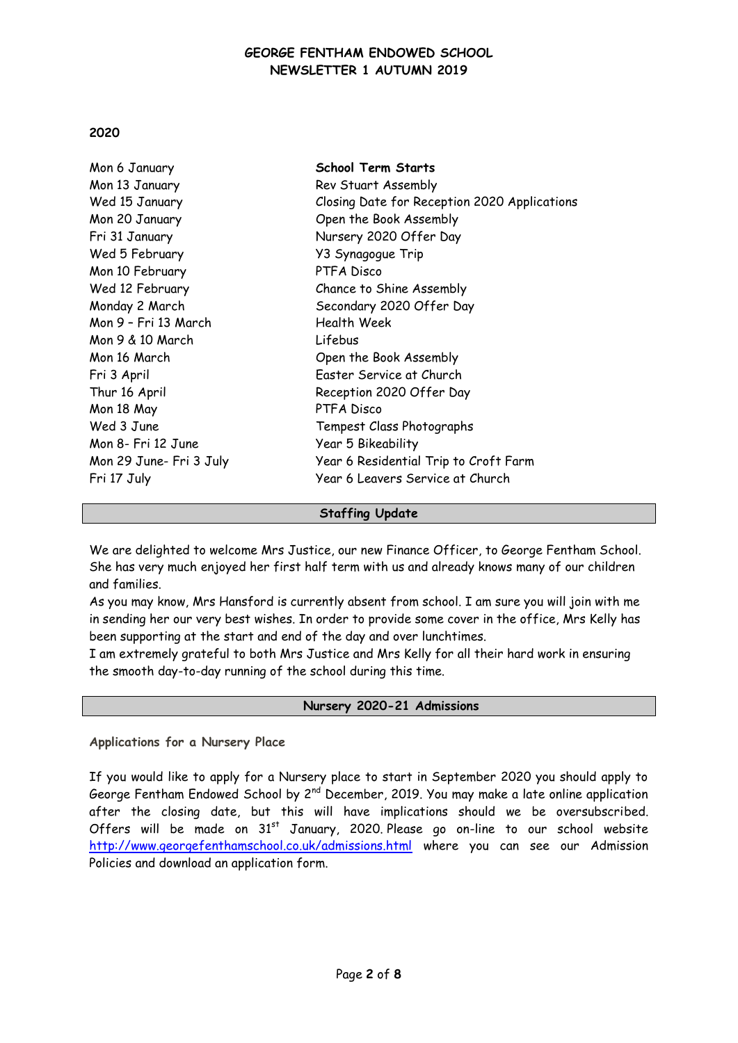## 2020

| | |
|---|---|
| Mon 6 January | **School Term Starts** |
| Mon 13 January | Rev Stuart Assembly |
| Wed 15 January | Closing Date for Reception 2020 Applications |
| Mon 20 January | Open the Book Assembly |
| Fri 31 January | Nursery 2020 Offer Day |
| Wed 5 February | Y3 Synagogue Trip |
| Mon 10 February | PTFA Disco |
| Wed 12 February | Chance to Shine Assembly |
| Monday 2 March | Secondary 2020 Offer Day |
| Mon 9 – Fri 13 March | Health Week |
| Mon 9 & 10 March | Lifebus |
| Mon 16 March | Open the Book Assembly |
| Fri 3 April | Easter Service at Church |
| Thur 16 April | Reception 2020 Offer Day |
| Mon 18 May | PTFA Disco |
| Wed 3 June | Tempest Class Photographs |
| Mon 8- Fri 12 June | Year 5 Bikeability |
| Mon 29 June- Fri 3 July | Year 6 Residential Trip to Croft Farm |
| Fri 17 July | Year 6 Leavers Service at Church |

## Staffing Update

We are delighted to welcome Mrs Justice, our new Finance Officer, to George Fentham School. She has very much enjoyed her first half term with us and already knows many of our children and families.

As you may know, Mrs Hansford is currently absent from school. I am sure you will join with me in sending her our very best wishes. In order to provide some cover in the office, Mrs Kelly has been supporting at the start and end of the day and over lunchtimes.

I am extremely grateful to both Mrs Justice and Mrs Kelly for all their hard work in ensuring the smooth day-to-day running of the school during this time.

## Nursery 2020-21 Admissions

### Applications for a Nursery Place

If you would like to apply for a Nursery place to start in September 2020 you should apply to George Fentham Endowed School by 2nd December, 2019. You may make a late online application after the closing date, but this will have implications should we be oversubscribed. Offers will be made on 31st January, 2020. Please go on-line to our school website http://www.georgefenthamschool.co.uk/admissions.html where you can see our Admission Policies and download an application form.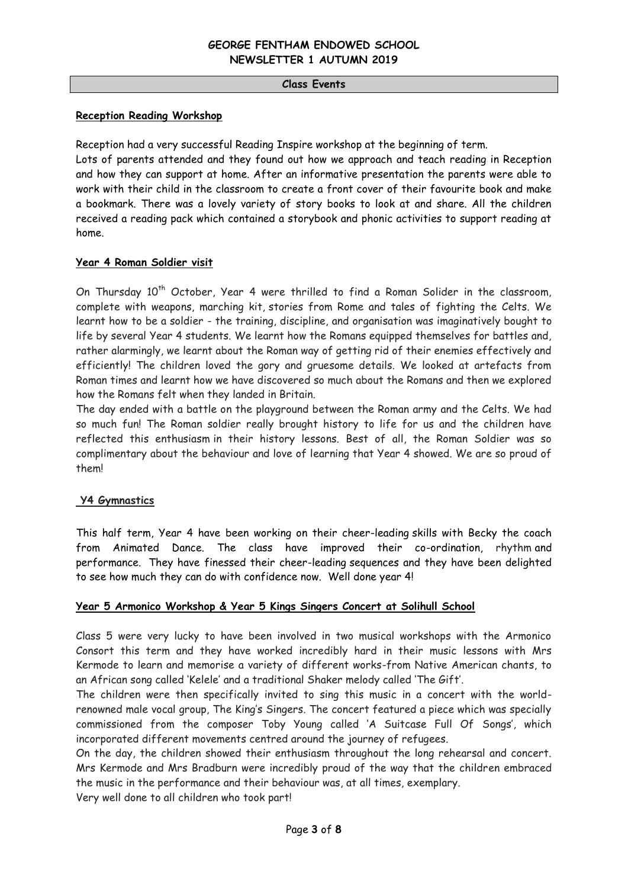## Class Events

### Reception Reading Workshop

Reception had a very successful Reading Inspire workshop at the beginning of term.

Lots of parents attended and they found out how we approach and teach reading in Reception and how they can support at home. After an informative presentation the parents were able to work with their child in the classroom to create a front cover of their favourite book and make a bookmark. There was a lovely variety of story books to look at and share. All the children received a reading pack which contained a storybook and phonic activities to support reading at home.

### Year 4 Roman Soldier visit

On Thursday 10th October, Year 4 were thrilled to find a Roman Solider in the classroom, complete with weapons, marching kit, stories from Rome and tales of fighting the Celts. We learnt how to be a soldier - the training, discipline, and organisation was imaginatively bought to life by several Year 4 students. We learnt how the Romans equipped themselves for battles and, rather alarmingly, we learnt about the Roman way of getting rid of their enemies effectively and efficiently! The children loved the gory and gruesome details. We looked at artefacts from Roman times and learnt how we have discovered so much about the Romans and then we explored how the Romans felt when they landed in Britain.

The day ended with a battle on the playground between the Roman army and the Celts. We had so much fun! The Roman soldier really brought history to life for us and the children have reflected this enthusiasm in their history lessons. Best of all, the Roman Soldier was so complimentary about the behaviour and love of learning that Year 4 showed. We are so proud of them!

### Y4 Gymnastics

This half term, Year 4 have been working on their cheer-leading skills with Becky the coach from Animated Dance. The class have improved their co-ordination, rhythm and performance. They have finessed their cheer-leading sequences and they have been delighted to see how much they can do with confidence now. Well done year 4!

### Year 5 Armonico Workshop & Year 5 Kings Singers Concert at Solihull School

Class 5 were very lucky to have been involved in two musical workshops with the Armonico Consort this term and they have worked incredibly hard in their music lessons with Mrs Kermode to learn and memorise a variety of different works-from Native American chants, to an African song called 'Kelele' and a traditional Shaker melody called 'The Gift'.

The children were then specifically invited to sing this music in a concert with the world-renowned male vocal group, The King's Singers. The concert featured a piece which was specially commissioned from the composer Toby Young called 'A Suitcase Full Of Songs', which incorporated different movements centred around the journey of refugees.

On the day, the children showed their enthusiasm throughout the long rehearsal and concert. Mrs Kermode and Mrs Bradburn were incredibly proud of the way that the children embraced the music in the performance and their behaviour was, at all times, exemplary.

Very well done to all children who took part!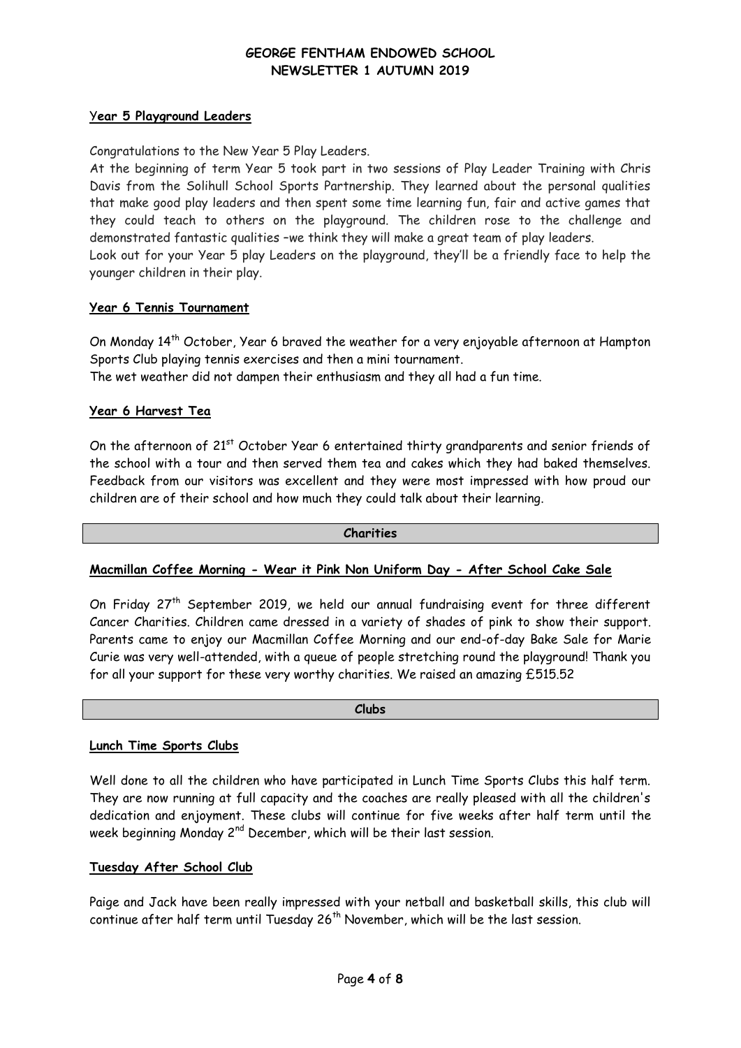### Year 5 Playground Leaders

Congratulations to the New Year 5 Play Leaders.

At the beginning of term Year 5 took part in two sessions of Play Leader Training with Chris Davis from the Solihull School Sports Partnership. They learned about the personal qualities that make good play leaders and then spent some time learning fun, fair and active games that they could teach to others on the playground. The children rose to the challenge and demonstrated fantastic qualities –we think they will make a great team of play leaders.

Look out for your Year 5 play Leaders on the playground, they'll be a friendly face to help the younger children in their play.

### Year 6 Tennis Tournament

On Monday 14th October, Year 6 braved the weather for a very enjoyable afternoon at Hampton Sports Club playing tennis exercises and then a mini tournament.

The wet weather did not dampen their enthusiasm and they all had a fun time.

### Year 6 Harvest Tea

On the afternoon of 21st October Year 6 entertained thirty grandparents and senior friends of the school with a tour and then served them tea and cakes which they had baked themselves. Feedback from our visitors was excellent and they were most impressed with how proud our children are of their school and how much they could talk about their learning.

## Charities

### Macmillan Coffee Morning - Wear it Pink Non Uniform Day - After School Cake Sale

On Friday 27th September 2019, we held our annual fundraising event for three different Cancer Charities. Children came dressed in a variety of shades of pink to show their support. Parents came to enjoy our Macmillan Coffee Morning and our end-of-day Bake Sale for Marie Curie was very well-attended, with a queue of people stretching round the playground! Thank you for all your support for these very worthy charities. We raised an amazing £515.52

## Clubs

### Lunch Time Sports Clubs

Well done to all the children who have participated in Lunch Time Sports Clubs this half term. They are now running at full capacity and the coaches are really pleased with all the children's dedication and enjoyment. These clubs will continue for five weeks after half term until the week beginning Monday 2nd December, which will be their last session.

### Tuesday After School Club

Paige and Jack have been really impressed with your netball and basketball skills, this club will continue after half term until Tuesday 26th November, which will be the last session.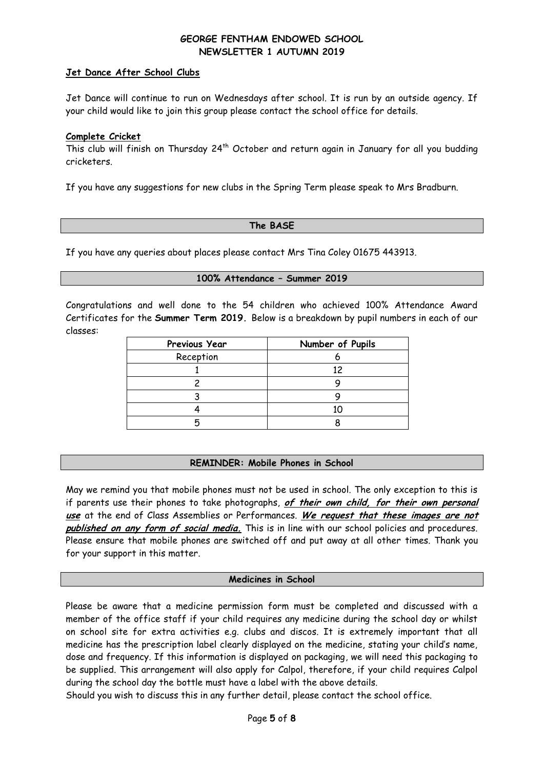### Jet Dance After School Clubs

Jet Dance will continue to run on Wednesdays after school. It is run by an outside agency. If your child would like to join this group please contact the school office for details.

### Complete Cricket

This club will finish on Thursday 24th October and return again in January for all you budding cricketers.

If you have any suggestions for new clubs in the Spring Term please speak to Mrs Bradburn.

## The BASE

If you have any queries about places please contact Mrs Tina Coley 01675 443913.

## 100% Attendance – Summer 2019

Congratulations and well done to the 54 children who achieved 100% Attendance Award Certificates for the **Summer Term 2019.** Below is a breakdown by pupil numbers in each of our classes:

| Previous Year | Number of Pupils |
|---|---|
| Reception | 6 |
| 1 | 12 |
| 2 | 9 |
| 3 | 9 |
| 4 | 10 |
| 5 | 8 |

## REMINDER: Mobile Phones in School

May we remind you that mobile phones must not be used in school. The only exception to this is if parents use their phones to take photographs, ***of their own child, for their own personal use*** at the end of Class Assemblies or Performances. ***We request that these images are not published on any form of social media.*** This is in line with our school policies and procedures. Please ensure that mobile phones are switched off and put away at all other times. Thank you for your support in this matter.

## Medicines in School

Please be aware that a medicine permission form must be completed and discussed with a member of the office staff if your child requires any medicine during the school day or whilst on school site for extra activities e.g. clubs and discos. It is extremely important that all medicine has the prescription label clearly displayed on the medicine, stating your child's name, dose and frequency. If this information is displayed on packaging, we will need this packaging to be supplied. This arrangement will also apply for Calpol, therefore, if your child requires Calpol during the school day the bottle must have a label with the above details.

Should you wish to discuss this in any further detail, please contact the school office.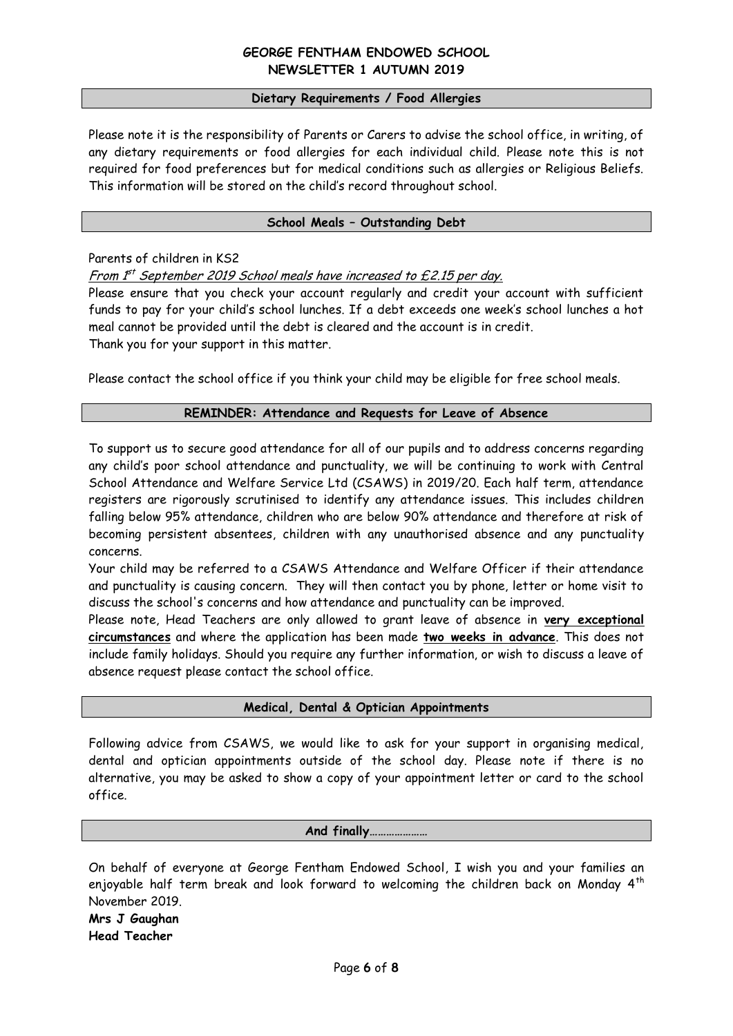### Dietary Requirements / Food Allergies

Please note it is the responsibility of Parents or Carers to advise the school office, in writing, of any dietary requirements or food allergies for each individual child. Please note this is not required for food preferences but for medical conditions such as allergies or Religious Beliefs. This information will be stored on the child's record throughout school.

### School Meals – Outstanding Debt

Parents of children in KS2

*From 1st September 2019 School meals have increased to £2.15 per day.*

Please ensure that you check your account regularly and credit your account with sufficient funds to pay for your child's school lunches. If a debt exceeds one week's school lunches a hot meal cannot be provided until the debt is cleared and the account is in credit.

Thank you for your support in this matter.

Please contact the school office if you think your child may be eligible for free school meals.

### REMINDER: Attendance and Requests for Leave of Absence

To support us to secure good attendance for all of our pupils and to address concerns regarding any child's poor school attendance and punctuality, we will be continuing to work with Central School Attendance and Welfare Service Ltd (CSAWS) in 2019/20. Each half term, attendance registers are rigorously scrutinised to identify any attendance issues. This includes children falling below 95% attendance, children who are below 90% attendance and therefore at risk of becoming persistent absentees, children with any unauthorised absence and any punctuality concerns.

Your child may be referred to a CSAWS Attendance and Welfare Officer if their attendance and punctuality is causing concern. They will then contact you by phone, letter or home visit to discuss the school's concerns and how attendance and punctuality can be improved.

Please note, Head Teachers are only allowed to grant leave of absence in **very exceptional circumstances** and where the application has been made **two weeks in advance**. This does not include family holidays. Should you require any further information, or wish to discuss a leave of absence request please contact the school office.

### Medical, Dental & Optician Appointments

Following advice from CSAWS, we would like to ask for your support in organising medical, dental and optician appointments outside of the school day. Please note if there is no alternative, you may be asked to show a copy of your appointment letter or card to the school office.

### And finally…………………

On behalf of everyone at George Fentham Endowed School, I wish you and your families an enjoyable half term break and look forward to welcoming the children back on Monday 4th November 2019.

**Mrs J Gaughan**
**Head Teacher**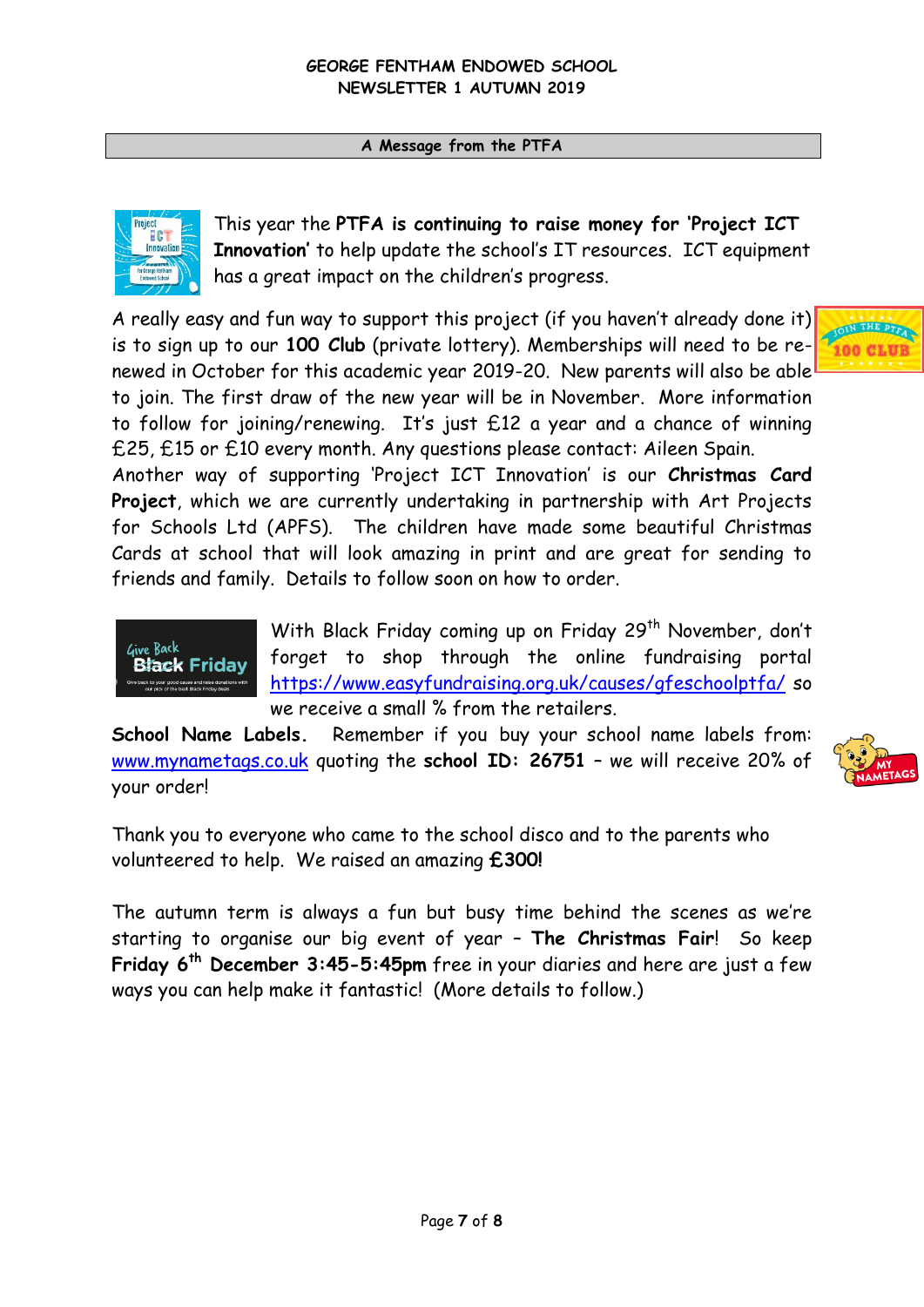GEORGE FENTHAM ENDOWED SCHOOL
NEWSLETTER 1 AUTUMN 2019

## A Message from the PTFA

This year the **PTFA is continuing to raise money for 'Project ICT Innovation'** to help update the school's IT resources. ICT equipment has a great impact on the children's progress.

A really easy and fun way to support this project (if you haven't already done it) is to sign up to our **100 Club** (private lottery). Memberships will need to be re-newed in October for this academic year 2019-20. New parents will also be able to join. The first draw of the new year will be in November. More information to follow for joining/renewing. It's just £12 a year and a chance of winning £25, £15 or £10 every month. Any questions please contact: Aileen Spain.

Another way of supporting 'Project ICT Innovation' is our **Christmas Card Project**, which we are currently undertaking in partnership with Art Projects for Schools Ltd (APFS). The children have made some beautiful Christmas Cards at school that will look amazing in print and are great for sending to friends and family. Details to follow soon on how to order.

With Black Friday coming up on Friday 29th November, don't forget to shop through the online fundraising portal https://www.easyfundraising.org.uk/causes/gfeschoolptfa/ so we receive a small % from the retailers.

**School Name Labels.** Remember if you buy your school name labels from: www.mynametags.co.uk quoting the **school ID: 26751** – we will receive 20% of your order!

Thank you to everyone who came to the school disco and to the parents who volunteered to help. We raised an amazing **£300!**

The autumn term is always a fun but busy time behind the scenes as we're starting to organise our big event of year – **The Christmas Fair**! So keep **Friday 6th December 3:45-5:45pm** free in your diaries and here are just a few ways you can help make it fantastic! (More details to follow.)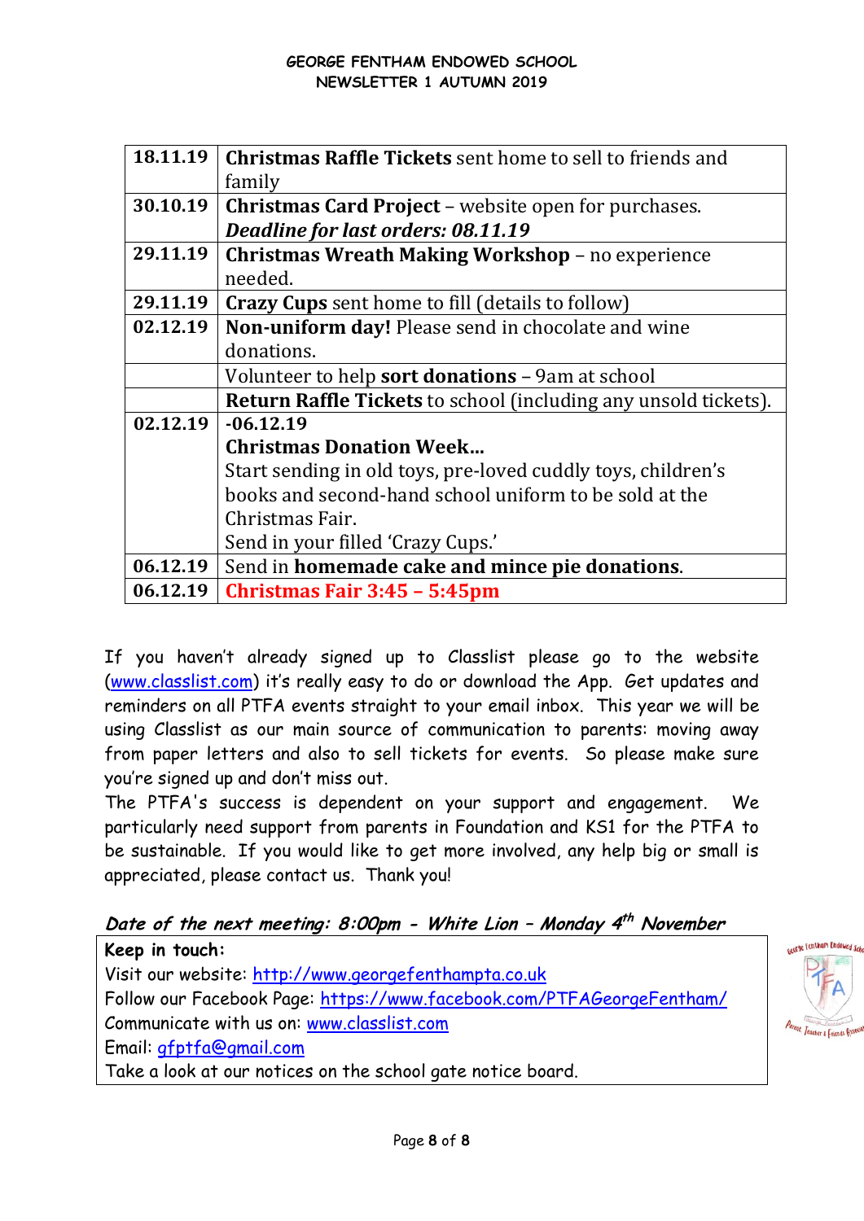| | |
|---|---|
| **18.11.19** | **Christmas Raffle Tickets** sent home to sell to friends and family |
| **30.10.19** | **Christmas Card Project** – website open for purchases. ***Deadline for last orders: 08.11.19*** |
| **29.11.19** | **Christmas Wreath Making Workshop** – no experience needed. |
| **29.11.19** | **Crazy Cups** sent home to fill (details to follow) |
| **02.12.19** | **Non-uniform day!** Please send in chocolate and wine donations. |
| | Volunteer to help **sort donations** – 9am at school |
| | **Return Raffle Tickets** to school (including any unsold tickets). |
| **02.12.19** | **-06.12.19** **Christmas Donation Week…** Start sending in old toys, pre-loved cuddly toys, children's books and second-hand school uniform to be sold at the Christmas Fair. Send in your filled 'Crazy Cups.' |
| **06.12.19** | Send in **homemade cake and mince pie donations**. |
| **06.12.19** | **Christmas Fair 3:45 – 5:45pm** |

If you haven't already signed up to Classlist please go to the website (www.classlist.com) it's really easy to do or download the App. Get updates and reminders on all PTFA events straight to your email inbox. This year we will be using Classlist as our main source of communication to parents: moving away from paper letters and also to sell tickets for events. So please make sure you're signed up and don't miss out.

The PTFA's success is dependent on your support and engagement. We particularly need support from parents in Foundation and KS1 for the PTFA to be sustainable. If you would like to get more involved, any help big or small is appreciated, please contact us. Thank you!

***Date of the next meeting: 8:00pm - White Lion – Monday 4th November***

**Keep in touch:**
Visit our website: http://www.georgefenthampta.co.uk
Follow our Facebook Page: https://www.facebook.com/PTFAGeorgeFentham/
Communicate with us on: www.classlist.com
Email: gfptfa@gmail.com
Take a look at our notices on the school gate notice board.